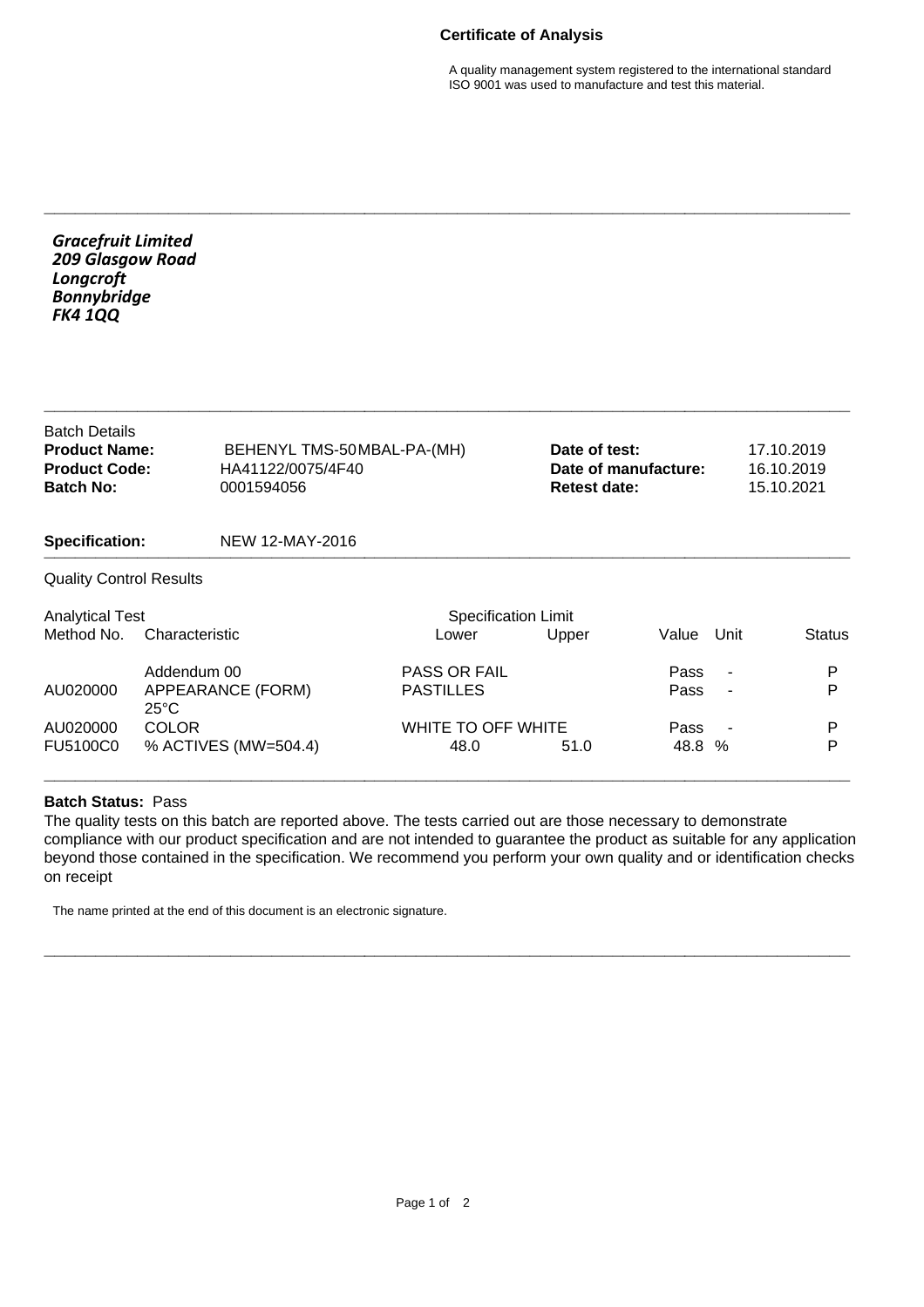# Certificate of Analysis

A quality management system registered to the international standard ISO 9001 was used to manufacture and test this material.

***Gracefruit Limited***
***209 Glasgow Road***
***Longcroft***
***Bonnybridge***
***FK4 1QQ***

Batch Details

| | | | |
|---|---|---|---|
| **Product Name:** | BEHENYL TMS-50MBAL-PA-(MH) | **Date of test:** | 17.10.2019 |
| **Product Code:** | HA41122/0075/4F40 | **Date of manufacture:** | 16.10.2019 |
| **Batch No:** | 0001594056 | **Retest date:** | 15.10.2021 |

**Specification:** NEW 12-MAY-2016

Quality Control Results

| Analytical Test Method No. | Characteristic | Specification Limit Lower | Specification Limit Upper | Value | Unit | Status |
|---|---|---|---|---|---|---|
| | Addendum 00 | PASS OR FAIL | | Pass | - | P |
| AU020000 | APPEARANCE (FORM) 25°C | PASTILLES | | Pass | - | P |
| AU020000 | COLOR | WHITE TO OFF WHITE | | Pass | - | P |
| FU5100C0 | % ACTIVES (MW=504.4) | 48.0 | 51.0 | 48.8 | % | P |

**Batch Status:** Pass

The quality tests on this batch are reported above. The tests carried out are those necessary to demonstrate compliance with our product specification and are not intended to guarantee the product as suitable for any application beyond those contained in the specification. We recommend you perform your own quality and or identification checks on receipt

The name printed at the end of this document is an electronic signature.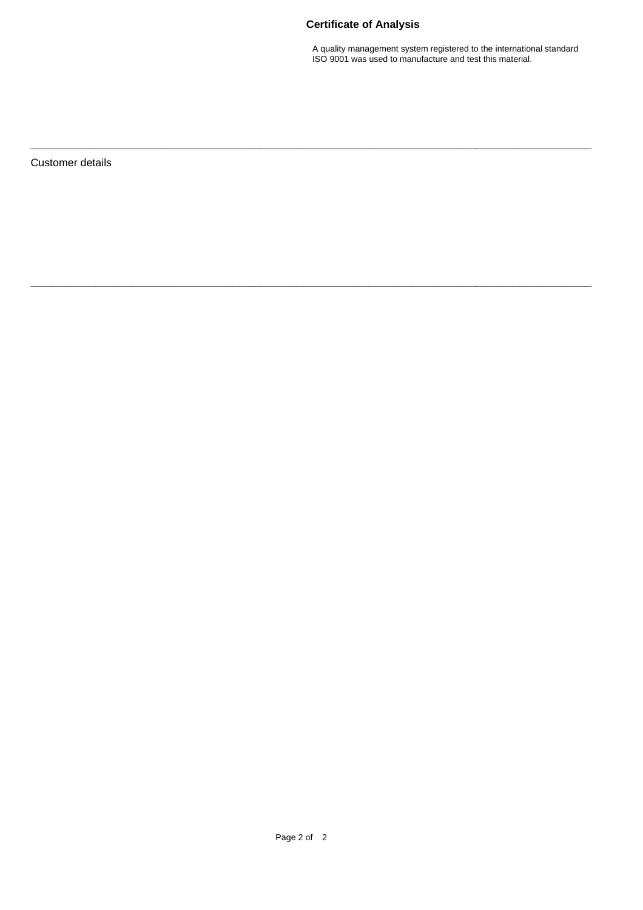## Certificate of Analysis

A quality management system registered to the international standard ISO 9001 was used to manufacture and test this material.

---

Customer details

---